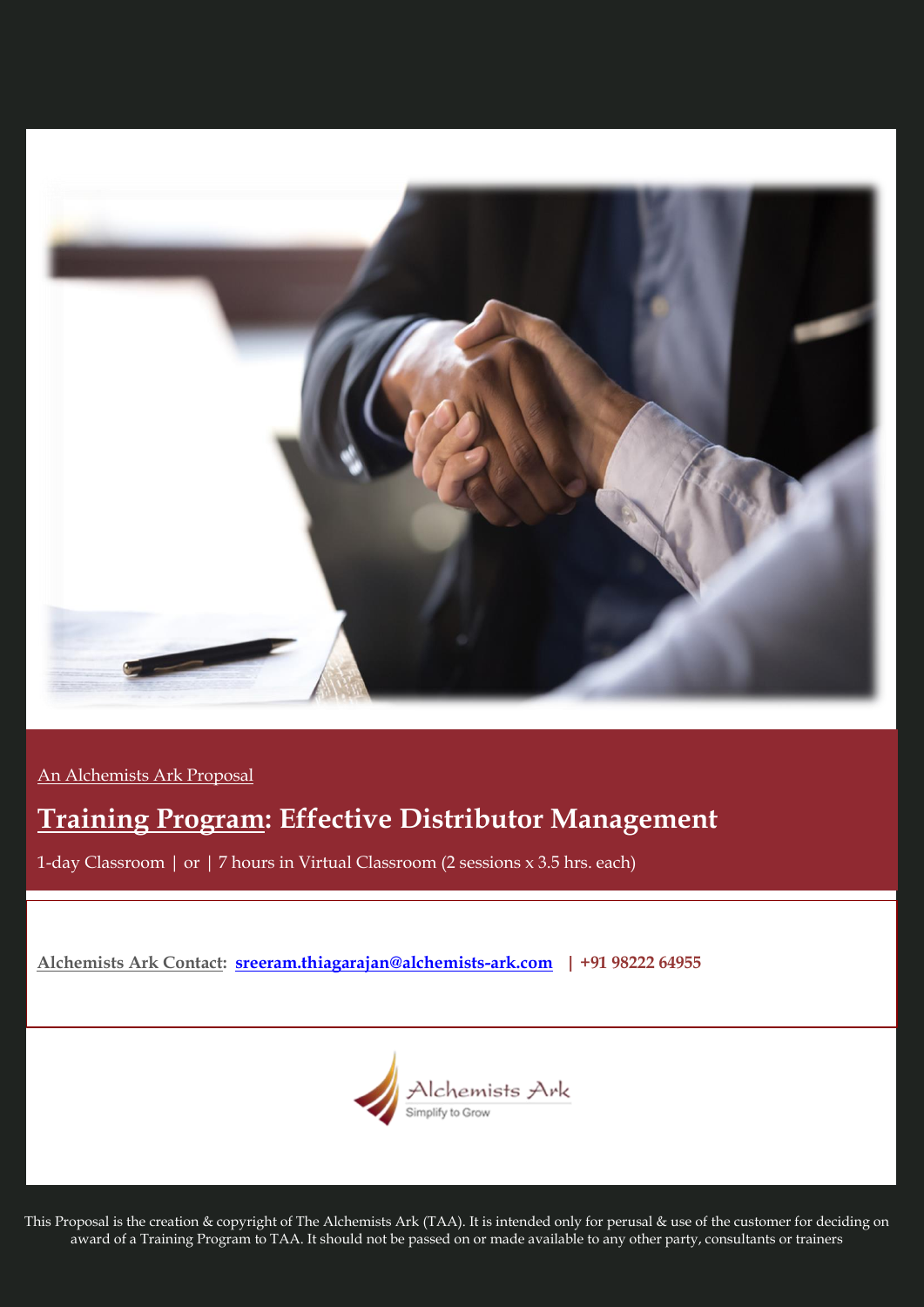An Alchemists Ark Proposal

# Training Program: Effective Distributor Management

1-day Classroom | or | 7 hours in Virtual Classroom (2 sessions x 3.5 hrs. each)

**Alchemists Ark Contact: sreeram.thiagarajan@alchemists-ark.com | +91 98222 64955**

Alchemists Ark
Simplify to Grow

This Proposal is the creation & copyright of The Alchemists Ark (TAA). It is intended only for perusal & use of the customer for deciding on award of a Training Program to TAA. It should not be passed on or made available to any other party, consultants or trainers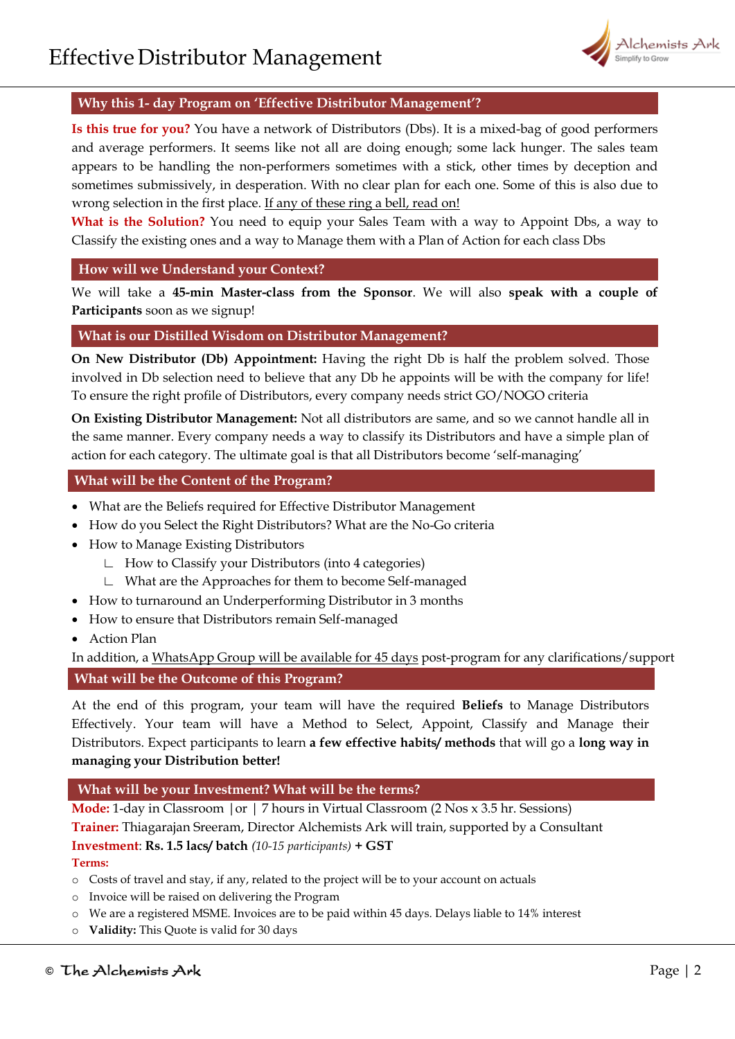# Effective Distributor Management

## Why this 1- day Program on 'Effective Distributor Management'?

**Is this true for you?** You have a network of Distributors (Dbs). It is a mixed-bag of good performers and average performers. It seems like not all are doing enough; some lack hunger. The sales team appears to be handling the non-performers sometimes with a stick, other times by deception and sometimes submissively, in desperation. With no clear plan for each one. Some of this is also due to wrong selection in the first place. If any of these ring a bell, read on!

**What is the Solution?** You need to equip your Sales Team with a way to Appoint Dbs, a way to Classify the existing ones and a way to Manage them with a Plan of Action for each class Dbs

## How will we Understand your Context?

We will take a **45-min Master-class from the Sponsor**. We will also **speak with a couple of Participants** soon as we signup!

## What is our Distilled Wisdom on Distributor Management?

**On New Distributor (Db) Appointment:** Having the right Db is half the problem solved. Those involved in Db selection need to believe that any Db he appoints will be with the company for life! To ensure the right profile of Distributors, every company needs strict GO/NOGO criteria

**On Existing Distributor Management:** Not all distributors are same, and so we cannot handle all in the same manner. Every company needs a way to classify its Distributors and have a simple plan of action for each category. The ultimate goal is that all Distributors become 'self-managing'

## What will be the Content of the Program?

- What are the Beliefs required for Effective Distributor Management
- How do you Select the Right Distributors? What are the No-Go criteria
- How to Manage Existing Distributors
  - How to Classify your Distributors (into 4 categories)
  - What are the Approaches for them to become Self-managed
- How to turnaround an Underperforming Distributor in 3 months
- How to ensure that Distributors remain Self-managed
- Action Plan

In addition, a WhatsApp Group will be available for 45 days post-program for any clarifications/support

## What will be the Outcome of this Program?

At the end of this program, your team will have the required **Beliefs** to Manage Distributors Effectively. Your team will have a Method to Select, Appoint, Classify and Manage their Distributors. Expect participants to learn **a few effective habits/ methods** that will go a **long way in managing your Distribution better!**

## What will be your Investment? What will be the terms?

**Mode:** 1-day in Classroom | or | 7 hours in Virtual Classroom (2 Nos x 3.5 hr. Sessions)

**Trainer:** Thiagarajan Sreeram, Director Alchemists Ark will train, supported by a Consultant

**Investment**: **Rs. 1.5 lacs/ batch** *(10-15 participants)* **+ GST**

**Terms:**

- Costs of travel and stay, if any, related to the project will be to your account on actuals
- Invoice will be raised on delivering the Program
- We are a registered MSME. Invoices are to be paid within 45 days. Delays liable to 14% interest
- **Validity:** This Quote is valid for 30 days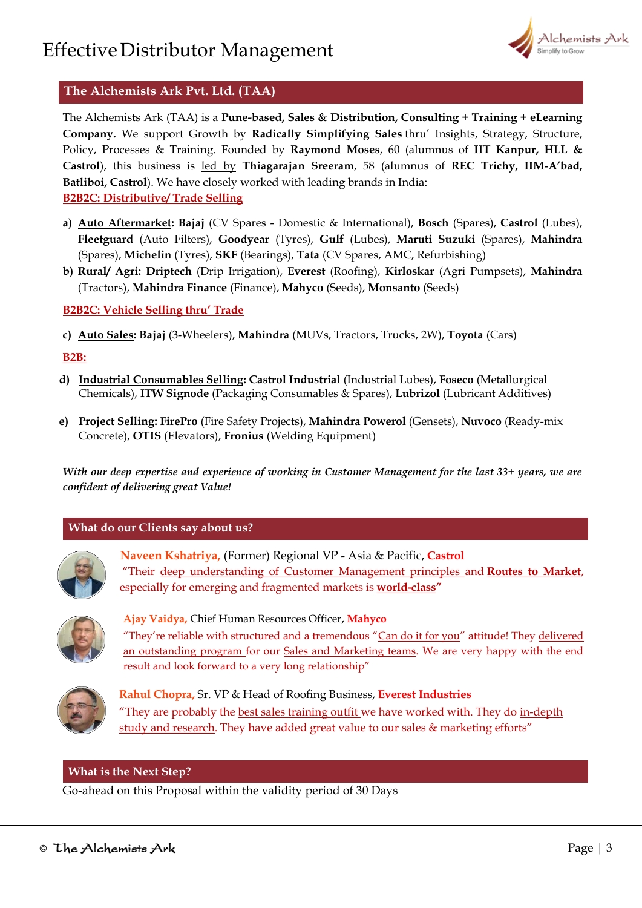## The Alchemists Ark Pvt. Ltd. (TAA)

The Alchemists Ark (TAA) is a **Pune-based, Sales & Distribution, Consulting + Training + eLearning Company.** We support Growth by **Radically Simplifying Sales** thru' Insights, Strategy, Structure, Policy, Processes & Training. Founded by **Raymond Moses**, 60 (alumnus of **IIT Kanpur, HLL & Castrol**), this business is led by **Thiagarajan Sreeram**, 58 (alumnus of **REC Trichy, IIM-A'bad, Batliboi, Castrol**). We have closely worked with leading brands in India:

**B2B2C: Distributive/ Trade Selling**

a) **Auto Aftermarket: Bajaj** (CV Spares - Domestic & International), **Bosch** (Spares), **Castrol** (Lubes), **Fleetguard** (Auto Filters), **Goodyear** (Tyres), **Gulf** (Lubes), **Maruti Suzuki** (Spares), **Mahindra** (Spares), **Michelin** (Tyres), **SKF** (Bearings), **Tata** (CV Spares, AMC, Refurbishing)

b) **Rural/ Agri: Driptech** (Drip Irrigation), **Everest** (Roofing), **Kirloskar** (Agri Pumpsets), **Mahindra** (Tractors), **Mahindra Finance** (Finance), **Mahyco** (Seeds), **Monsanto** (Seeds)

**B2B2C: Vehicle Selling thru' Trade**

c) **Auto Sales: Bajaj** (3-Wheelers), **Mahindra** (MUVs, Tractors, Trucks, 2W), **Toyota** (Cars)

**B2B:**

d) **Industrial Consumables Selling: Castrol Industrial** (Industrial Lubes), **Foseco** (Metallurgical Chemicals), **ITW Signode** (Packaging Consumables & Spares), **Lubrizol** (Lubricant Additives)

e) **Project Selling: FirePro** (Fire Safety Projects), **Mahindra Powerol** (Gensets), **Nuvoco** (Ready-mix Concrete), **OTIS** (Elevators), **Fronius** (Welding Equipment)

*With our deep expertise and experience of working in Customer Management for the last 33+ years, we are confident of delivering great Value!*

## What do our Clients say about us?

**Naveen Kshatriya,** (Former) Regional VP - Asia & Pacific, **Castrol**
"Their deep understanding of Customer Management principles and **Routes to Market**, especially for emerging and fragmented markets is **world-class**"

**Ajay Vaidya,** Chief Human Resources Officer, **Mahyco**
"They're reliable with structured and a tremendous "Can do it for you" attitude! They delivered an outstanding program for our Sales and Marketing teams. We are very happy with the end result and look forward to a very long relationship"

**Rahul Chopra,** Sr. VP & Head of Roofing Business, **Everest Industries**
"They are probably the best sales training outfit we have worked with. They do in-depth study and research. They have added great value to our sales & marketing efforts"

## What is the Next Step?

Go-ahead on this Proposal within the validity period of 30 Days